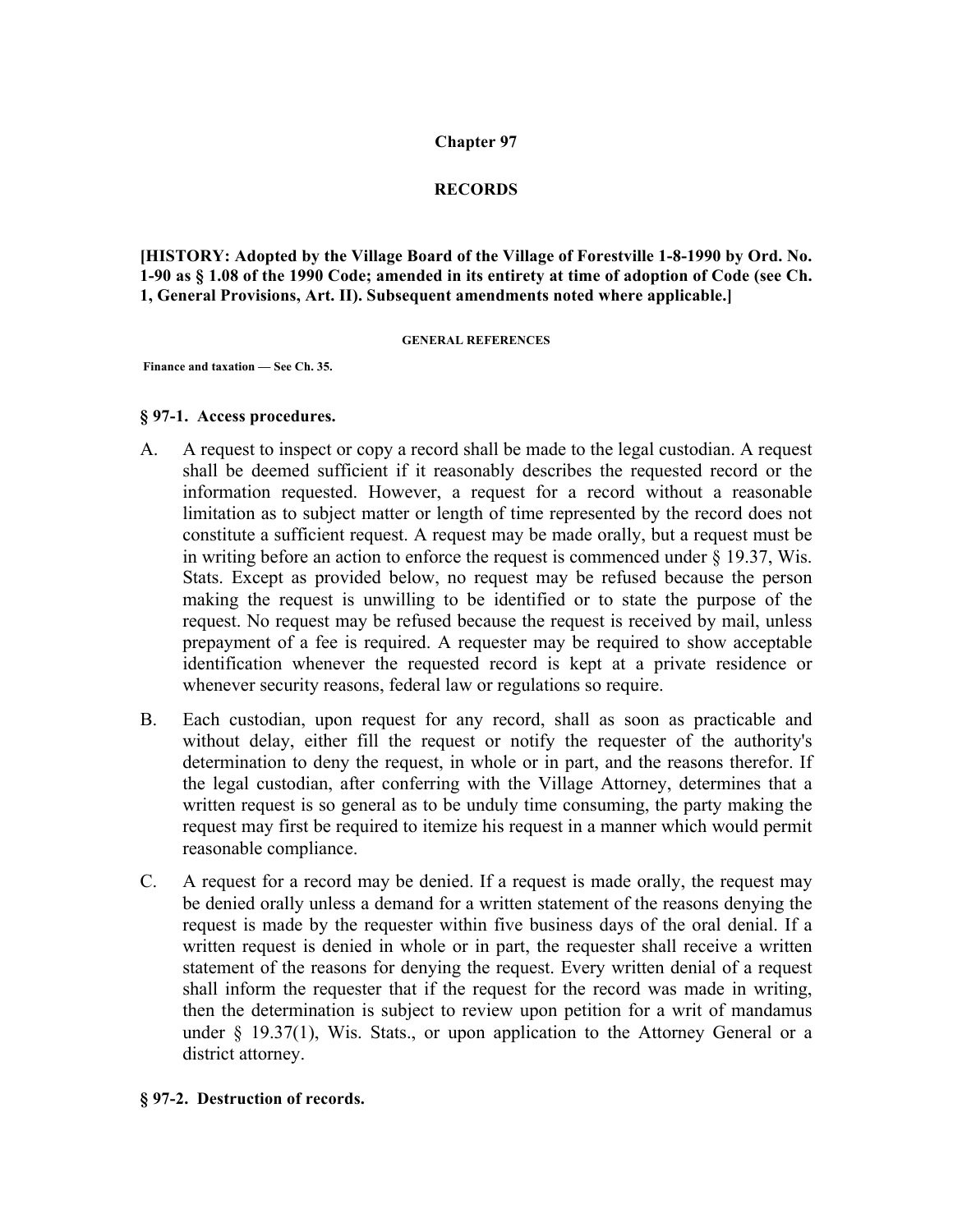# Chapter 97

# RECORDS

**[HISTORY: Adopted by the Village Board of the Village of Forestville 1-8-1990 by Ord. No. 1-90 as § 1.08 of the 1990 Code; amended in its entirety at time of adoption of Code (see Ch. 1, General Provisions, Art. II). Subsequent amendments noted where applicable.]**

**GENERAL REFERENCES**

**Finance and taxation — See Ch. 35.**

### § 97-1. Access procedures.

A. A request to inspect or copy a record shall be made to the legal custodian. A request shall be deemed sufficient if it reasonably describes the requested record or the information requested. However, a request for a record without a reasonable limitation as to subject matter or length of time represented by the record does not constitute a sufficient request. A request may be made orally, but a request must be in writing before an action to enforce the request is commenced under § 19.37, Wis. Stats. Except as provided below, no request may be refused because the person making the request is unwilling to be identified or to state the purpose of the request. No request may be refused because the request is received by mail, unless prepayment of a fee is required. A requester may be required to show acceptable identification whenever the requested record is kept at a private residence or whenever security reasons, federal law or regulations so require.

B. Each custodian, upon request for any record, shall as soon as practicable and without delay, either fill the request or notify the requester of the authority's determination to deny the request, in whole or in part, and the reasons therefor. If the legal custodian, after conferring with the Village Attorney, determines that a written request is so general as to be unduly time consuming, the party making the request may first be required to itemize his request in a manner which would permit reasonable compliance.

C. A request for a record may be denied. If a request is made orally, the request may be denied orally unless a demand for a written statement of the reasons denying the request is made by the requester within five business days of the oral denial. If a written request is denied in whole or in part, the requester shall receive a written statement of the reasons for denying the request. Every written denial of a request shall inform the requester that if the request for the record was made in writing, then the determination is subject to review upon petition for a writ of mandamus under § 19.37(1), Wis. Stats., or upon application to the Attorney General or a district attorney.

### § 97-2. Destruction of records.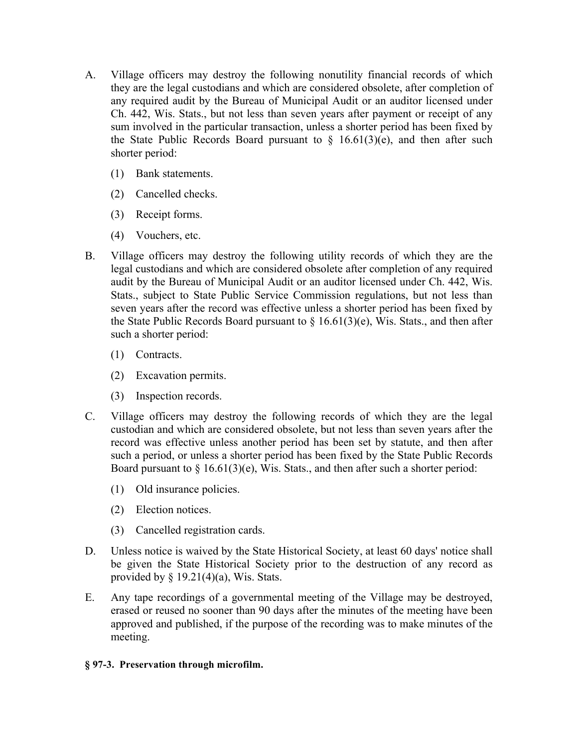A. Village officers may destroy the following nonutility financial records of which they are the legal custodians and which are considered obsolete, after completion of any required audit by the Bureau of Municipal Audit or an auditor licensed under Ch. 442, Wis. Stats., but not less than seven years after payment or receipt of any sum involved in the particular transaction, unless a shorter period has been fixed by the State Public Records Board pursuant to § 16.61(3)(e), and then after such shorter period:

   (1) Bank statements.

   (2) Cancelled checks.

   (3) Receipt forms.

   (4) Vouchers, etc.

B. Village officers may destroy the following utility records of which they are the legal custodians and which are considered obsolete after completion of any required audit by the Bureau of Municipal Audit or an auditor licensed under Ch. 442, Wis. Stats., subject to State Public Service Commission regulations, but not less than seven years after the record was effective unless a shorter period has been fixed by the State Public Records Board pursuant to § 16.61(3)(e), Wis. Stats., and then after such a shorter period:

   (1) Contracts.

   (2) Excavation permits.

   (3) Inspection records.

C. Village officers may destroy the following records of which they are the legal custodian and which are considered obsolete, but not less than seven years after the record was effective unless another period has been set by statute, and then after such a period, or unless a shorter period has been fixed by the State Public Records Board pursuant to § 16.61(3)(e), Wis. Stats., and then after such a shorter period:

   (1) Old insurance policies.

   (2) Election notices.

   (3) Cancelled registration cards.

D. Unless notice is waived by the State Historical Society, at least 60 days' notice shall be given the State Historical Society prior to the destruction of any record as provided by § 19.21(4)(a), Wis. Stats.

E. Any tape recordings of a governmental meeting of the Village may be destroyed, erased or reused no sooner than 90 days after the minutes of the meeting have been approved and published, if the purpose of the recording was to make minutes of the meeting.

**§ 97-3. Preservation through microfilm.**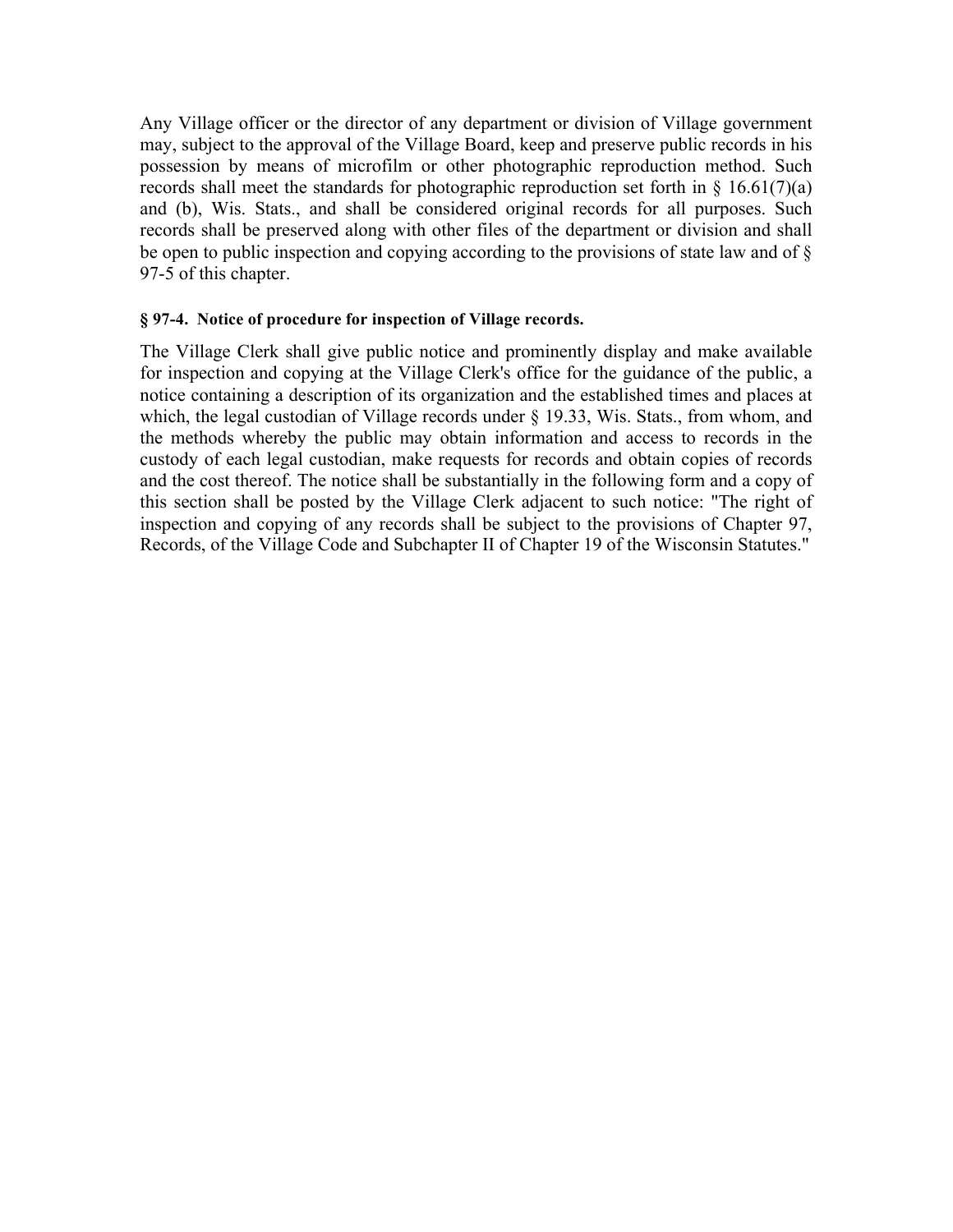Any Village officer or the director of any department or division of Village government may, subject to the approval of the Village Board, keep and preserve public records in his possession by means of microfilm or other photographic reproduction method. Such records shall meet the standards for photographic reproduction set forth in § 16.61(7)(a) and (b), Wis. Stats., and shall be considered original records for all purposes. Such records shall be preserved along with other files of the department or division and shall be open to public inspection and copying according to the provisions of state law and of § 97-5 of this chapter.

**§ 97-4. Notice of procedure for inspection of Village records.**

The Village Clerk shall give public notice and prominently display and make available for inspection and copying at the Village Clerk's office for the guidance of the public, a notice containing a description of its organization and the established times and places at which, the legal custodian of Village records under § 19.33, Wis. Stats., from whom, and the methods whereby the public may obtain information and access to records in the custody of each legal custodian, make requests for records and obtain copies of records and the cost thereof. The notice shall be substantially in the following form and a copy of this section shall be posted by the Village Clerk adjacent to such notice: "The right of inspection and copying of any records shall be subject to the provisions of Chapter 97, Records, of the Village Code and Subchapter II of Chapter 19 of the Wisconsin Statutes."